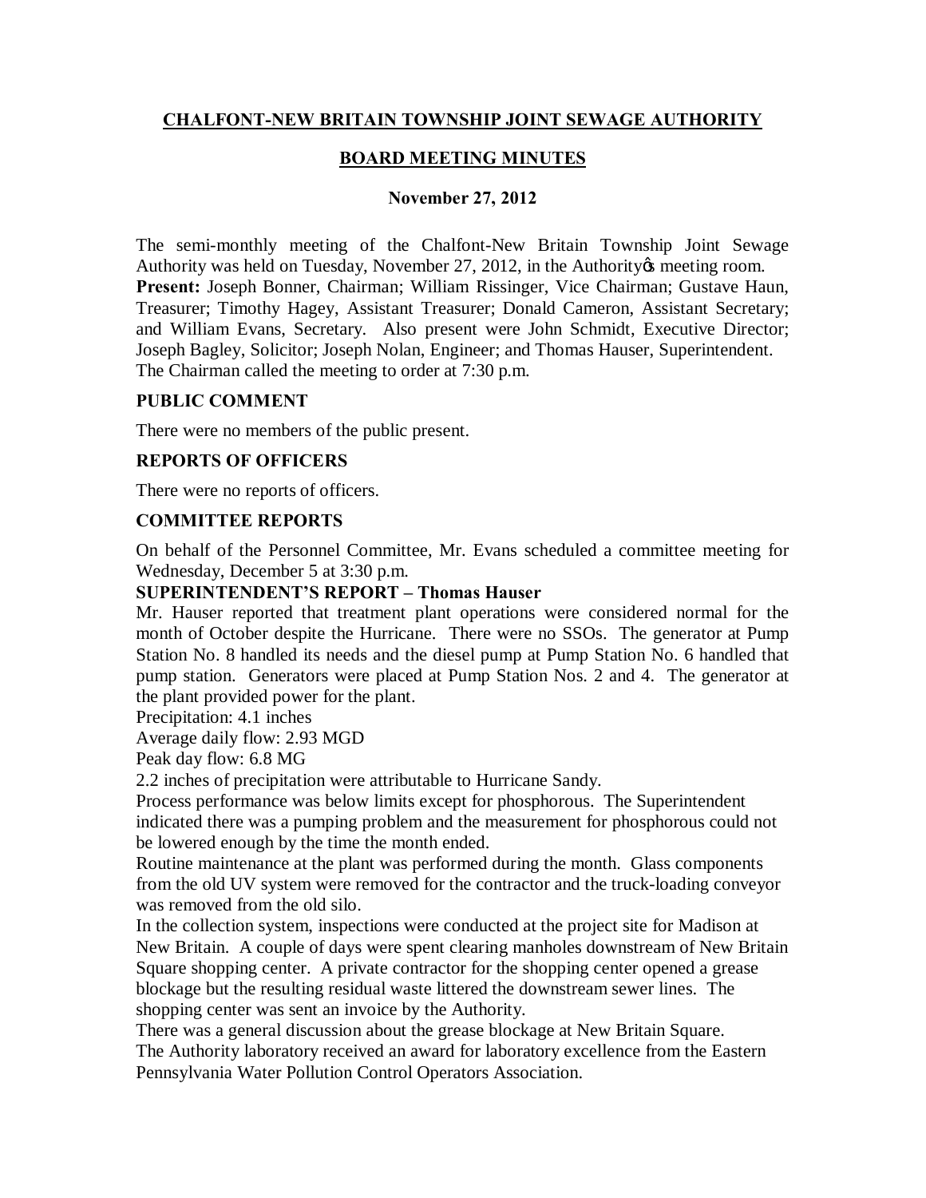**CHALFONT-NEW BRITAIN TOWNSHIP JOINT SEWAGE AUTHORITY**

**BOARD MEETING MINUTES**

**November 27, 2012**

The semi-monthly meeting of the Chalfont-New Britain Township Joint Sewage Authority was held on Tuesday, November 27, 2012, in the Authority's meeting room.
**Present:** Joseph Bonner, Chairman; William Rissinger, Vice Chairman; Gustave Haun, Treasurer; Timothy Hagey, Assistant Treasurer; Donald Cameron, Assistant Secretary; and William Evans, Secretary. Also present were John Schmidt, Executive Director; Joseph Bagley, Solicitor; Joseph Nolan, Engineer; and Thomas Hauser, Superintendent.
The Chairman called the meeting to order at 7:30 p.m.

## PUBLIC COMMENT

There were no members of the public present.

## REPORTS OF OFFICERS

There were no reports of officers.

## COMMITTEE REPORTS

On behalf of the Personnel Committee, Mr. Evans scheduled a committee meeting for Wednesday, December 5 at 3:30 p.m.

**SUPERINTENDENT'S REPORT – Thomas Hauser**

Mr. Hauser reported that treatment plant operations were considered normal for the month of October despite the Hurricane. There were no SSOs. The generator at Pump Station No. 8 handled its needs and the diesel pump at Pump Station No. 6 handled that pump station. Generators were placed at Pump Station Nos. 2 and 4. The generator at the plant provided power for the plant.
Precipitation: 4.1 inches
Average daily flow: 2.93 MGD
Peak day flow: 6.8 MG
2.2 inches of precipitation were attributable to Hurricane Sandy.
Process performance was below limits except for phosphorous. The Superintendent indicated there was a pumping problem and the measurement for phosphorous could not be lowered enough by the time the month ended.
Routine maintenance at the plant was performed during the month. Glass components from the old UV system were removed for the contractor and the truck-loading conveyor was removed from the old silo.
In the collection system, inspections were conducted at the project site for Madison at New Britain. A couple of days were spent clearing manholes downstream of New Britain Square shopping center. A private contractor for the shopping center opened a grease blockage but the resulting residual waste littered the downstream sewer lines. The shopping center was sent an invoice by the Authority.
There was a general discussion about the grease blockage at New Britain Square.
The Authority laboratory received an award for laboratory excellence from the Eastern Pennsylvania Water Pollution Control Operators Association.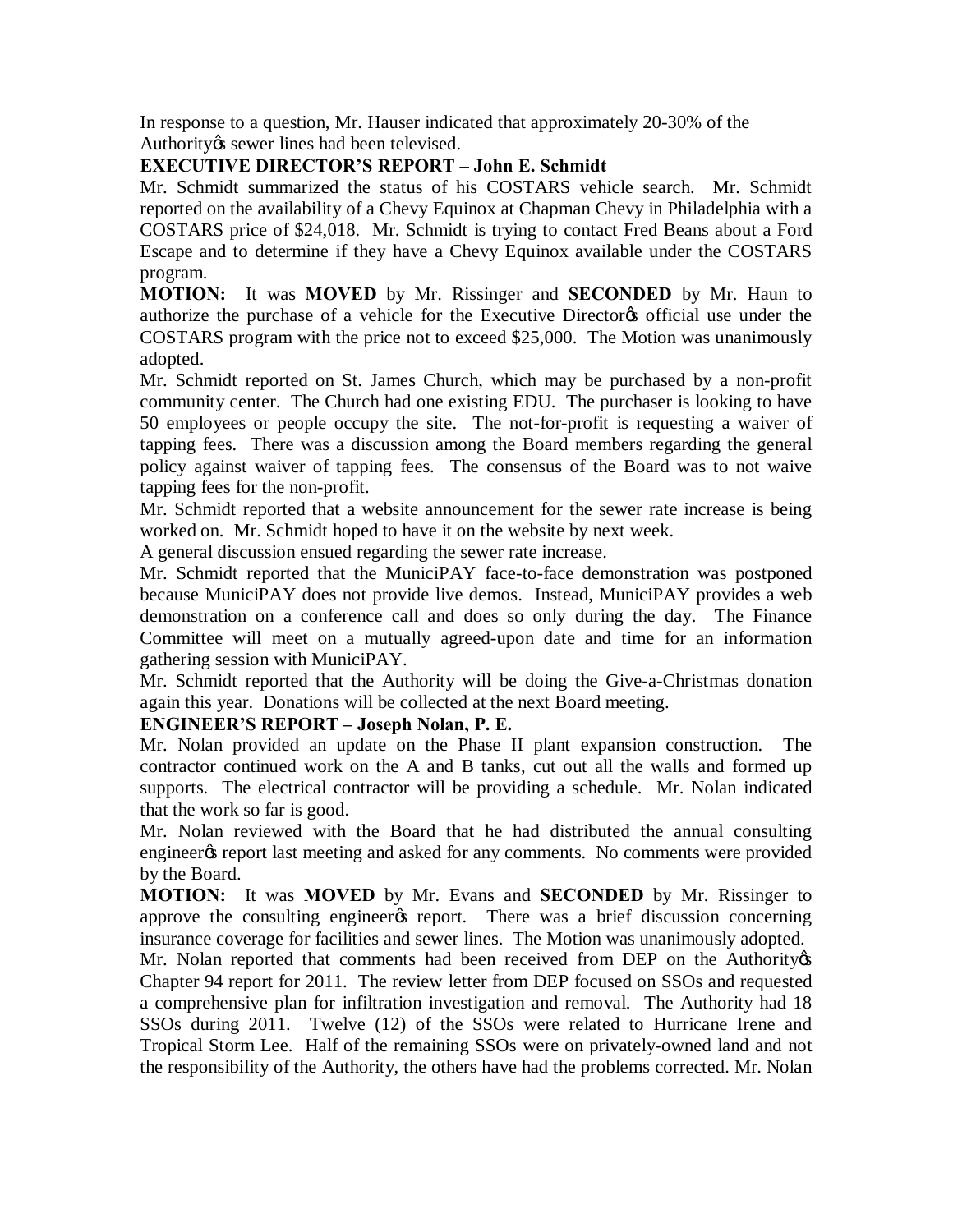In response to a question, Mr. Hauser indicated that approximately 20-30% of the Authority's sewer lines had been televised.

**EXECUTIVE DIRECTOR'S REPORT – John E. Schmidt**

Mr. Schmidt summarized the status of his COSTARS vehicle search. Mr. Schmidt reported on the availability of a Chevy Equinox at Chapman Chevy in Philadelphia with a COSTARS price of $24,018. Mr. Schmidt is trying to contact Fred Beans about a Ford Escape and to determine if they have a Chevy Equinox available under the COSTARS program.

**MOTION:** It was **MOVED** by Mr. Rissinger and **SECONDED** by Mr. Haun to authorize the purchase of a vehicle for the Executive Director's official use under the COSTARS program with the price not to exceed $25,000. The Motion was unanimously adopted.

Mr. Schmidt reported on St. James Church, which may be purchased by a non-profit community center. The Church had one existing EDU. The purchaser is looking to have 50 employees or people occupy the site. The not-for-profit is requesting a waiver of tapping fees. There was a discussion among the Board members regarding the general policy against waiver of tapping fees. The consensus of the Board was to not waive tapping fees for the non-profit.

Mr. Schmidt reported that a website announcement for the sewer rate increase is being worked on. Mr. Schmidt hoped to have it on the website by next week.

A general discussion ensued regarding the sewer rate increase.

Mr. Schmidt reported that the MuniciPAY face-to-face demonstration was postponed because MuniciPAY does not provide live demos. Instead, MuniciPAY provides a web demonstration on a conference call and does so only during the day. The Finance Committee will meet on a mutually agreed-upon date and time for an information gathering session with MuniciPAY.

Mr. Schmidt reported that the Authority will be doing the Give-a-Christmas donation again this year. Donations will be collected at the next Board meeting.

**ENGINEER'S REPORT – Joseph Nolan, P. E.**

Mr. Nolan provided an update on the Phase II plant expansion construction. The contractor continued work on the A and B tanks, cut out all the walls and formed up supports. The electrical contractor will be providing a schedule. Mr. Nolan indicated that the work so far is good.

Mr. Nolan reviewed with the Board that he had distributed the annual consulting engineer's report last meeting and asked for any comments. No comments were provided by the Board.

**MOTION:** It was **MOVED** by Mr. Evans and **SECONDED** by Mr. Rissinger to approve the consulting engineer's report. There was a brief discussion concerning insurance coverage for facilities and sewer lines. The Motion was unanimously adopted.

Mr. Nolan reported that comments had been received from DEP on the Authority's Chapter 94 report for 2011. The review letter from DEP focused on SSOs and requested a comprehensive plan for infiltration investigation and removal. The Authority had 18 SSOs during 2011. Twelve (12) of the SSOs were related to Hurricane Irene and Tropical Storm Lee. Half of the remaining SSOs were on privately-owned land and not the responsibility of the Authority, the others have had the problems corrected. Mr. Nolan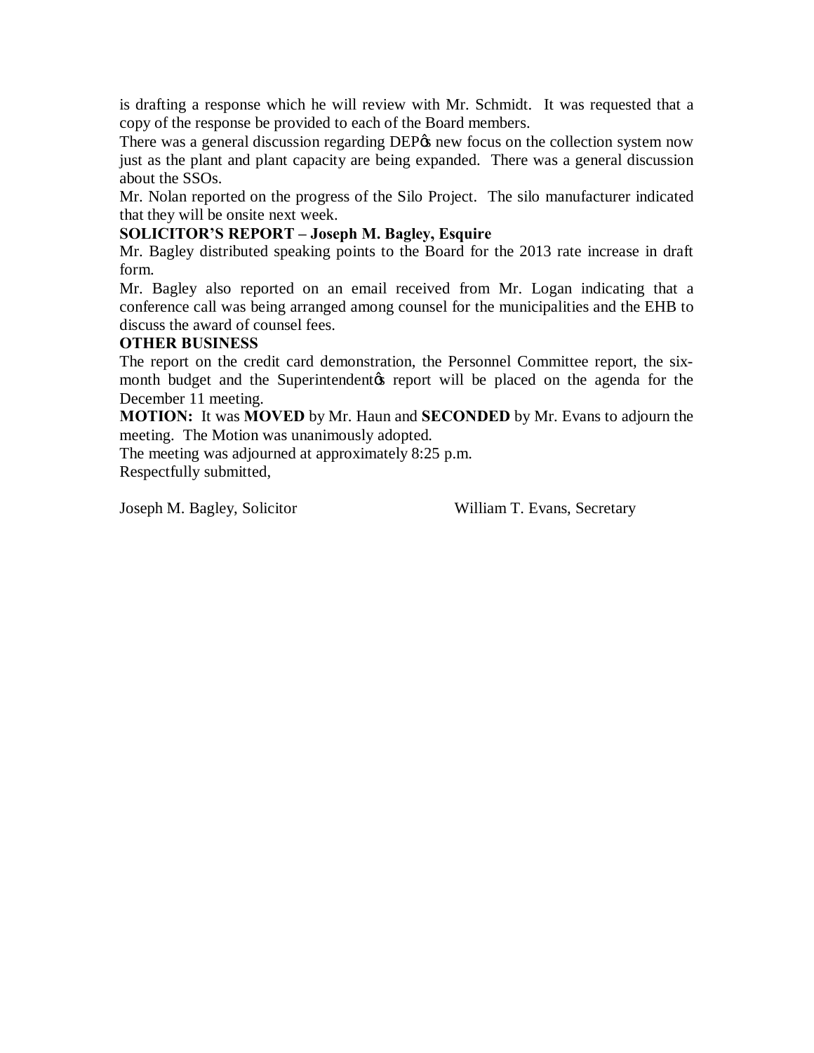is drafting a response which he will review with Mr. Schmidt. It was requested that a copy of the response be provided to each of the Board members.

There was a general discussion regarding DEP's new focus on the collection system now just as the plant and plant capacity are being expanded. There was a general discussion about the SSOs.

Mr. Nolan reported on the progress of the Silo Project. The silo manufacturer indicated that they will be onsite next week.

**SOLICITOR'S REPORT – Joseph M. Bagley, Esquire**

Mr. Bagley distributed speaking points to the Board for the 2013 rate increase in draft form.

Mr. Bagley also reported on an email received from Mr. Logan indicating that a conference call was being arranged among counsel for the municipalities and the EHB to discuss the award of counsel fees.

**OTHER BUSINESS**

The report on the credit card demonstration, the Personnel Committee report, the six-month budget and the Superintendent's report will be placed on the agenda for the December 11 meeting.

**MOTION:** It was **MOVED** by Mr. Haun and **SECONDED** by Mr. Evans to adjourn the meeting. The Motion was unanimously adopted.

The meeting was adjourned at approximately 8:25 p.m.

Respectfully submitted,

Joseph M. Bagley, Solicitor

William T. Evans, Secretary